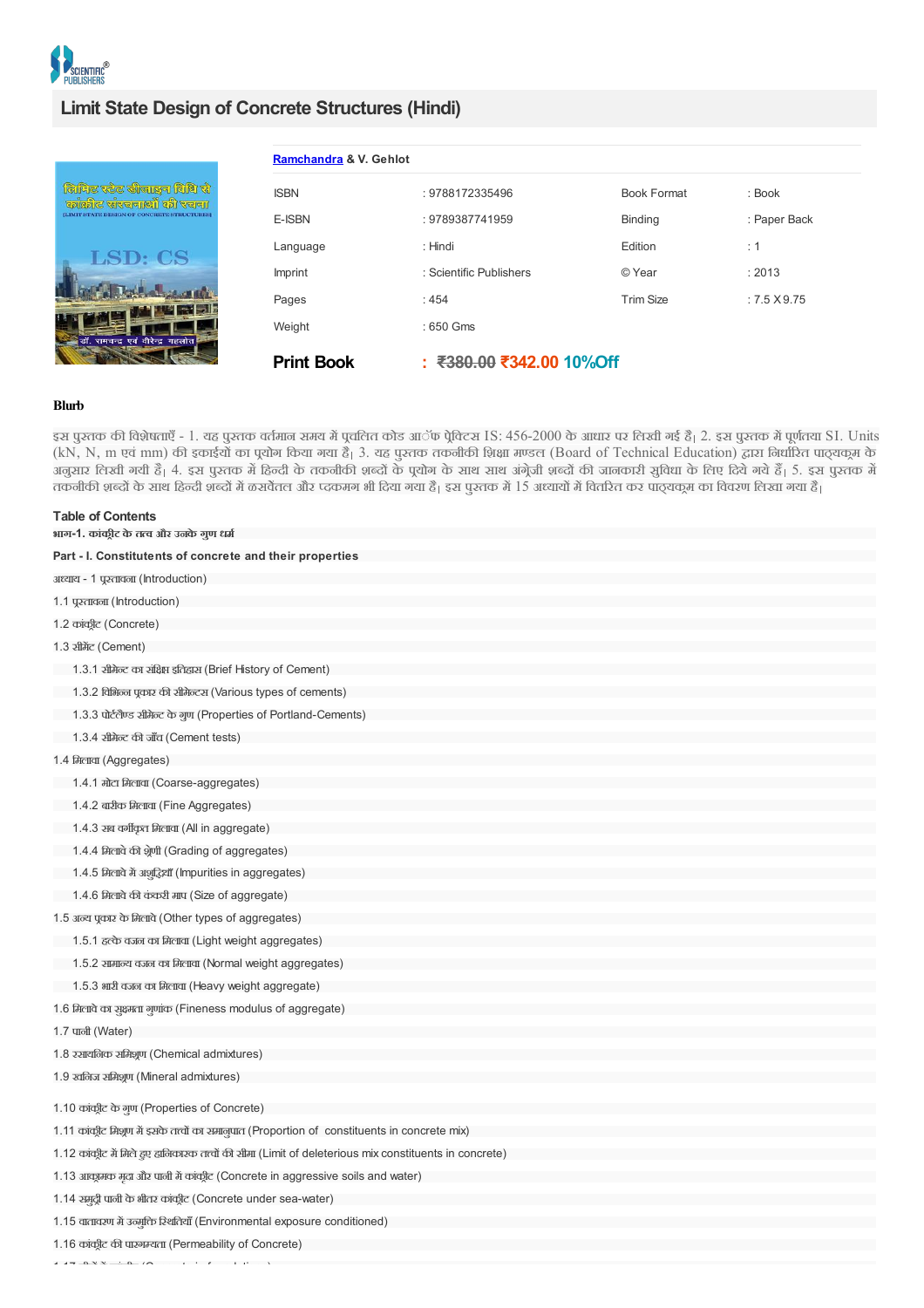# Limit State Design of Concrete Structures (Hindi)

Ramchandra & V. Gehlot

| | | | |
|---|---|---|---|
| ISBN | : 9788172335496 | Book Format | : Book |
| E-ISBN | : 9789387741959 | Binding | : Paper Back |
| Language | : Hindi | Edition | : 1 |
| Imprint | : Scientific Publishers | © Year | : 2013 |
| Pages | : 454 | Trim Size | : 7.5 X 9.75 |
| Weight | : 650 Gms | | |

**Print Book** : ~~₹380.00~~ ₹342.00 10%Off

## Blurb

इस पुस्तक की विशेषताएँ - 1. यह पुस्तक वर्तमान समय में प्रचलित कोड आॅफ प्रेक्टिस IS: 456-2000 के आधार पर लिखी गई है। 2. इस पुस्तक में पूर्णतया SI. Units (kN, N, m एवं mm) की इकाईयों का प्रयोग किया गया है। 3. यह पुस्तक तकनीकी शिक्षा मण्डल (Board of Technical Education) द्वारा निर्धारित पाठ्यक्रम के अनुसार लिखी गयी है। 4. इस पुस्तक में हिन्दी के तकनीकी शब्दों के प्रयोग के साथ साथ अंग्रेजी शब्दों की जानकारी सुविधा के लिए दिये गये हैं। 5. इस पुस्तक में तकनीकी शब्दों के साथ हिन्दी शब्दों में ढसवेंतल और प्दकमग भी दिया गया है। इस पुस्तक में 15 अध्यायों में वितरित कर पाठ्यक्रम का विवरण लिखा गया है।

## Table of Contents

भाग-1. कांक्रीट के तत्व और उनके गुण धर्म

**Part - I. Constitutents of concrete and their properties**

अध्याय - 1 प्रस्तावना (Introduction)

1.1 प्रस्तावना (Introduction)

1.2 कांक्रीट (Concrete)

1.3 सीमेंट (Cement)

- 1.3.1 सीमेन्ट का संक्षिप्त इतिहास (Brief History of Cement)
- 1.3.2 विभिन्न प्रकार की सीमेन्टस (Various types of cements)
- 1.3.3 पोर्टलैण्ड सीमेन्ट के गुण (Properties of Portland-Cements)
- 1.3.4 सीमेन्ट की जाँच (Cement tests)

1.4 मिलावा (Aggregates)

- 1.4.1 मोटा मिलावा (Coarse-aggregates)
- 1.4.2 बारीक मिलावा (Fine Aggregates)
- 1.4.3 सब वर्गीकृत मिलावा (All in aggregate)
- 1.4.4 मिलावे की श्रेणी (Grading of aggregates)
- 1.4.5 मिलावे में अशुद्धियाँ (Impurities in aggregates)
- 1.4.6 मिलावे की कंकरी माप (Size of aggregate)

1.5 अन्य प्रकार के मिलावे (Other types of aggregates)

- 1.5.1 हल्के वजन का मिलावा (Light weight aggregates)
- 1.5.2 सामान्य वजन का मिलावा (Normal weight aggregates)
- 1.5.3 भारी वजन का मिलावा (Heavy weight aggregate)

1.6 मिलावे का सुक्ष्मता गुणांक (Fineness modulus of aggregate)

1.7 पानी (Water)

1.8 रसायनिक सम्मिश्रण (Chemical admixtures)

1.9 खनिज सम्मिश्रण (Mineral admixtures)

1.10 कांक्रीट के गुण (Properties of Concrete)

1.11 कांक्रीट मिश्रण में इसके तत्वों का समानुपात (Proportion of constituents in concrete mix)

1.12 कांक्रीट में मिले हुए हानिकारक तत्वों की सीमा (Limit of deleterious mix constituents in concrete)

1.13 आक्रामक मृदा और पानी में कांक्रीट (Concrete in aggressive soils and water)

1.14 समुद्री पानी के भीतर कांक्रीट (Concrete under sea-water)

1.15 वातावरण में उन्मुक्ति स्थितियाँ (Environmental exposure conditioned)

1.16 कांक्रीट की पारगम्यता (Permeability of Concrete)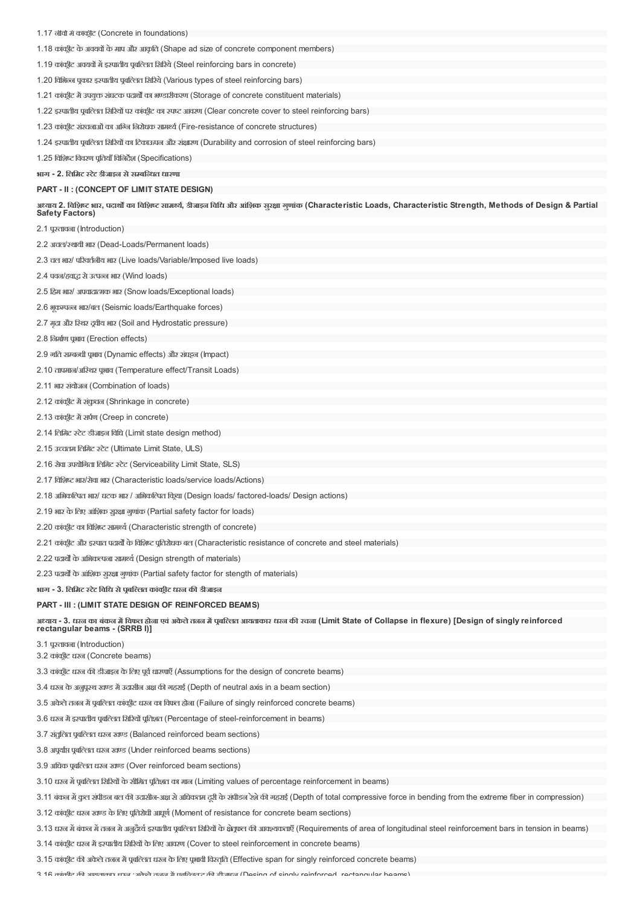1.17 नींवों में कांक्रीट (Concrete in foundations)

1.18 कांक्रीट के अवयवों के माप और आकृति (Shape ad size of concrete component members)

1.19 कांक्रीट अवयवों में इस्पातीय प्रबल्लित सिरिये (Steel reinforcing bars in concrete)

1.20 विभिन्न प्रकार इस्पातीय प्रबल्लित सिरिये (Various types of steel reinforcing bars)

1.21 कांक्रीट में उपयुक्त संघटक पदार्थों का भण्डारीकरण (Storage of concrete constituent materials)

1.22 इस्पातीय प्रबल्लित सिरियों पर कांक्रीट का स्पष्ट आवरण (Clear concrete cover to steel reinforcing bars)

1.23 कांक्रीट संरचनाओं का अग्नि निरोधक सामर्थ्य (Fire-resistance of concrete structures)

1.24 इस्पातीय प्रबल्लित सिरियों का टिकाऊपन और संक्षारण (Durability and corrosion of steel reinforcing bars)

1.25 विशिष्ट विवरण पूर्तियाँ विनिर्देश (Specifications)

**भाग - 2. लिमिट स्टेट डीजाइन से सम्बन्धित धारणा**

**PART - II : (CONCEPT OF LIMIT STATE DESIGN)**

**अध्याय 2. विशिष्ट भार, पदार्थों का विशिष्ट सामर्थ्य, डीजाइन विधि और आंशिक सुरक्षा गुणांक (Characteristic Loads, Characteristic Strength, Methods of Design & Partial Safety Factors)**

2.1 प्रस्तावना (Introduction)

2.2 अचल/स्थायी भार (Dead-Loads/Permanent loads)

2.3 चल भार/ परिवर्तनीय भार (Live loads/Variable/Imposed live loads)

2.4 पवन/हवाद्द से उत्पन्न भार (Wind loads)

2.5 हिम भार/ अपवादात्मक भार (Snow loads/Exceptional loads)

2.6 भूकम्पन्न भार/बल (Seismic loads/Earthquake forces)

2.7 मृदा और स्थिर द्रवीय भार (Soil and Hydrostatic pressure)

2.8 निर्माण प्रभाव (Erection effects)

2.9 गति सम्बन्धी प्रभाव (Dynamic effects) और संघट्टन (Impact)

2.10 तापमान/अस्थिर प्रभाव (Temperature effect/Transit Loads)

2.11 भार संयोजन (Combination of loads)

2.12 कांक्रीट में संकुचन (Shrinkage in concrete)

2.13 कांक्रीट में सर्पण (Creep in concrete)

2.14 लिमिट स्टेट डीजाइन विधि (Limit state design method)

2.15 उच्चतम लिमिट स्टेट (Ultimate Limit State, ULS)

2.16 सेवा उपयोगिता लिमिट स्टेट (Serviceability Limit State, SLS)

2.17 विशिष्ट भार/सेवा भार (Characteristic loads/service loads/Actions)

2.18 अभिकल्पित भार/ घटक भार / अभिकल्पित क्रिया (Design loads/ factored-loads/ Design actions)

2.19 भार के लिए आंशिक सुरक्षा गुणांक (Partial safety factor for loads)

2.20 कांक्रीट का विशिष्ट सामर्थ्य (Characteristic strength of concrete)

2.21 कांक्रीट और इस्पात पदार्थों के विशिष्ट प्रतिरोधक बल (Characteristic resistance of concrete and steel materials)

2.22 पदार्थों के अभिकल्पना सामर्थ्य (Design strength of materials)

2.23 पदार्थों के आंशिक सुरक्षा गुणांक (Partial safety factor for stength of materials)

**भाग - 3. लिमिट स्टेट विधि से प्रबल्लित कांक्रीट धरन की डीजाइन**

**PART - III : (LIMIT STATE DESIGN OF REINFORCED BEAMS)**

**अध्याय - 3. धरन का बंकन में विफल होना एवं अकेले तनन में प्रबल्लित आयताकार धरन की रचना (Limit State of Collapse in flexure) [Design of singly reinforced rectangular beams - (SRRB I)]**

3.1 प्रस्तावना (Introduction)

3.2 कांक्रीट धरन (Concrete beams)

3.3 कांक्रीट धरन की डीजाइन के लिए पूर्व धारणाएँ (Assumptions for the design of concrete beams)

3.4 धरन के अनुप्रस्थ खण्ड में उदासीन अक्ष की गहराई (Depth of neutral axis in a beam section)

3.5 अकेले तनन में प्रबल्लित कांक्रीट धरन का विफल होना (Failure of singly reinforced concrete beams)

3.6 धरन में इस्पातीय प्रबल्लित सिरियों प्रतिशत (Percentage of steel-reinforcement in beams)

3.7 संतुलित प्रबल्लित धरन खण्ड (Balanced reinforced beam sections)

3.8 अपर्याप्त प्रबल्लित धरन खण्ड (Under reinforced beams sections)

3.9 अधिक प्रबल्लित धरन खण्ड (Over reinforced beam sections)

3.10 धरन में प्रबल्लित सिरियों के सीमित प्रतिशत का मान (Limiting values of percentage reinforcement in beams)

3.11 बंकन में कुल संपीडन बल की उदासीन-अक्ष से अधिकतम दूरी के संपीडन रेशे की गहराई (Depth of total compressive force in bending from the extreme fiber in compression)

3.12 कांक्रीट धरन खण्ड के लिए प्रतिरोधी आघूर्ण (Moment of resistance for concrete beam sections)

3.13 धरन में बंकन में तनन में अनुदैर्ध्य इस्पातीय प्रबल्लित सिरियों के क्षेत्रफल की आवश्यकताएँ (Requirements of area of longitudinal steel reinforcement bars in tension in beams)

3.14 कांक्रीट धरन में इस्पातीय सिरियों के लिए आवरण (Cover to steel reinforcement in concrete beams)

3.15 कांक्रीट की अकेले तनन में प्रबल्लित धरन के लिए प्रभावी विस्तृति (Effective span for singly reinforced concrete beams)

3.16 कांक्रीट की आयताकार धरन : अकेले तनन में प्रबल्लित की डीजाइन (Desing of singly reinforced rectangular beams)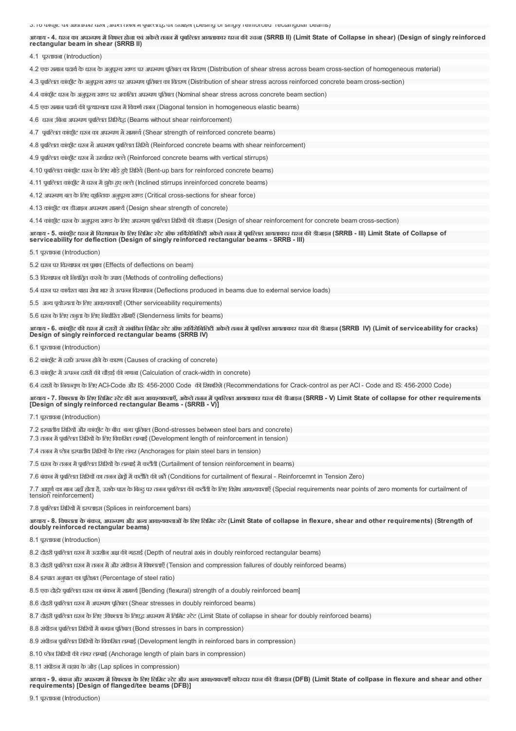3.16 कांक्रीट की आयताकार धरन ;अकेले तनन में प्रबलितद्ध की डीजाइन (Desing of singly reinforced rectangular beams)

**अध्याय - 4. धरन का अपरूपण में विफल होना एवं अकेले तनन में प्रबलित आयताकार धरन की रचना (SRRB II) (Limit State of Collapse in shear) (Design of singly reinforced rectangular beam in shear (SRRB II)**

4.1 प्रस्तावना (Introduction)

4.2 एक समान पदार्थ के धरन के अनुप्रस्थ खण्ड पर अपरूपण प्रतिबल का वितरण (Distribution of shear stress across beam cross-section of homogeneous material)

4.3 प्रबलित कांक्रीट के अनुप्रस्थ खण्ड पर अपरूपण प्रतिबल का वितरण (Distribution of shear stress across reinforced concrete beam cross-section)

4.4 कांक्रीट धरन के अनुप्रस्थ खण्ड पर अकलित अपरूपण प्रतिबल (Nominal shear stress across concrete beam section)

4.5 एक समान पदार्थ की प्रत्यास्थता धरन में विकर्ण तनन (Diagonal tension in homogeneous elastic beams)

4.6 धरन ;बिना अपरूपण प्रबलित सिरियेद्ध (Beams without shear reinforcement)

4.7 प्रबलित कांक्रीट धरन का अपरूपण में सामर्थ्य (Shear strength of reinforced concrete beams)

4.8 प्रबलित कांक्रीट धरन में अपरूपण प्रबलित सिरिये (Reinforced concrete beams with shear reinforcement)

4.9 प्रबलित कांक्रीट धरन में ऊर्ध्वाधर छल्ले (Reinforced concrete beams with vertical stirrups)

4.10 प्रबलित कांक्रीट धरन के लिए मोड़े हुऐ सिरिये (Bent-up bars for reinforced concrete beams)

4.11 प्रबलित कांक्रीट में धरन में झुके हुए छल्ले (Inclined stirrups inreinforced concrete beams)

4.12 अपरूपण बल के लिए क्रान्तिक अनुप्रस्थ खण्ड (Critical cross-sections for shear force)

4.13 कांक्रीट का डीजाइन अपरूपण सामर्थ्य (Design shear strength of concrete)

4.14 कांक्रीट धरन के अनुप्रस्थ खण्ड के लिए अपरूपण प्रबलित सिरियों की डीजाइन (Design of shear reinforcement for concrete beam cross-section)

**अध्याय - 5. कांक्रीट धरन में विस्थापन के लिए लिमिट स्टेट ऑफ सर्विसेबिलिटी अकेले तनन में प्रबलित आयताकार धरन की डीजाइन (SRRB - III) Limit State of Collapse of serviceability for deflection (Design of singly reinforced rectangular beams - SRRB - III)**

5.1 प्रस्तावना (Introduction)

5.2 धरन पर विस्थापन का प्रभाव (Effects of deflections on beam)

5.3 विस्थापन को नियंत्रित करने के उपाय (Methods of controlling deflections)

5.4 धरन पर कार्यरत बाह्य सेवा भार से उत्पन्न विस्थापन (Deflections produced in beams due to external service loads)

5.5 अन्य प्रयोज्यता के लिए आवश्यकताएँ (Other serviceability requirements)

5.6 धरन के लिए तनुता के लिए निर्धारित सीमाएँ (Slenderness limits for beams)

**अध्याय - 6. कांक्रीट की धरन में दरारों से संबंधित लिमिट स्टेट ऑफ सर्विसेबिलिटी अकेले तनन में प्रबलित आयताकार धरन की डीजाइन (SRRB IV) (Limit of serviceability for cracks) Design of singly reinforced rectangular beams (SRRB IV)**

6.1 प्रस्तावना (Introduction)

6.2 कांक्रीट में दरारें उत्पन्न होने के कारण (Causes of cracking of concrete)

6.3 कांक्रीट में उत्पन्न दरारों की चौड़ाई की गणना (Calculation of crack-width in concrete)

6.4 दरारों के नियन्त्रण के लिए ACI-Code और IS: 456-2000 Code की सिफारिशे (Recommendations for Crack-control as per ACI - Code and IS: 456-2000 Code)

**अध्याय - 7. विफलता के लिए लिमिट स्टेट की अन्य आवश्यकताएँ, अकेले तनन में प्रबलित आयताकार धरन की डीजाइन (SRRB - V) Limit State of collapse for other requirements [Design of singly reinforced rectangular Beams - (SRRB - V)]**

7.1 प्रस्तावना (Introduction)

7.2 इस्पातीय सिरियों और कांक्रीट के बीच बन्ध प्रतिबल (Bond-stresses between steel bars and concrete)

7.3 तनन में प्रबलित सिरियों के लिए विकसित लम्बाई (Development length of reinforcement in tension)

7.4 तनन में प्लेन इस्पातीय सिरियों के लिए लंगर (Anchorages for plain steel bars in tension)

7.5 धरन के तनन में प्रबलित सिरियों के लम्बाई में कटौती (Curtailment of tension reinforcement in beams)

7.6 बंकन में प्रबलित सिरियों का तनन क्षेत्रों में कटौति की शर्ते (Conditions for curtailment of flexural - Reinforcemnt in Tension Zero)

7.7 आघूर्ण का मान जहाँ होता है, उसके पास के बिन्दु पर तनन प्रबलित की कटौती के लिए विशेष आवश्यकताएँ (Special requirements near points of zero moments for curtailment of tension reinforcement)

7.8 प्रबलित सिरियों में इस्प्लाइस (Splices in reinforcement bars)

**अध्याय - 8. विफलता के बंकन, अपरूपण और अन्य आवश्यकताओं के लिए लिमिट स्टेट (Limit State of collapse in flexure, shear and other requirements) (Strength of doubly reinforced rectangular beams)**

8.1 प्रस्तावना (Introduction)

8.2 दोहरी प्रबलित धरन में उदासीन अक्ष की गहराई (Depth of neutral axis in doubly reinforced rectangular beams)

8.3 दोहरी प्रबलित धरन में तनन में और संपीडन में विफलताएँ (Tension and compression failures of doubly reinforced beams)

8.4 इस्पात अनुपात का प्रतिशत (Percentage of steel ratio)

8.5 एक दोहरे प्रबलित धरन का बंकन में सामर्थ्य [Bending (flexural) strength of a doubly reinforced beam]

8.6 दोहरी प्रबलित धरन में अपरूपण प्रतिबल (Shear stresses in doubly reinforced beams)

8.7 दोहरी प्रबलित धरन के लिए ;विफलता के लिएद्ध अपरूपण में लिमिट स्टेट (Limit State of collapse in shear for doubly reinforced beams)

8.8 संपीडन प्रबलित सिरियों में बन्धन प्रतिबल (Bond stresses in bars in compression)

8.9 संपीडन प्रबलित सिरियों के विकसित लम्बाई (Development length in reinforced bars in compression)

8.10 प्लेन सिरियों की लंगर लम्बाई (Anchorage length of plain bars in compression)

8.11 संपीडन में चढ़ाव के जोड़ (Lap splices in compression)

**अध्याय - 9. बंकन और अपरूपण में विफलता के लिए लिमिट स्टेट और अन्य आवश्यकताएँ कोरदार धरन की डीजाइन (DFB) (Limit State of collpase in flexure and shear and other requirements) [Design of flanged/tee beams (DFB)]**

9.1 प्रस्तावना (Introduction)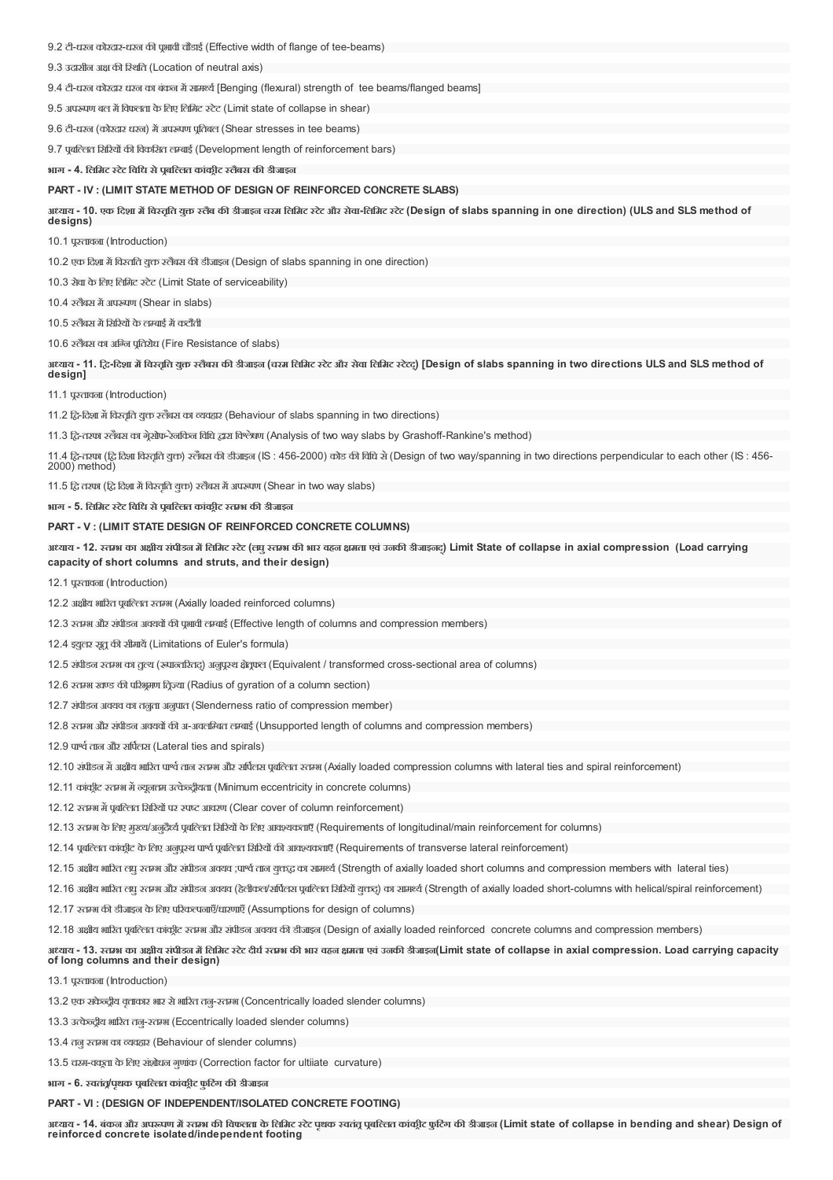9.2 टी-धरन कोरदार-धरन की प्रभावी चौड़ाई (Effective width of flange of tee-beams)

9.3 उदासीन अक्ष की स्थिति (Location of neutral axis)

9.4 टी-धरन कोरदार धरन का बंकन में सामर्थ्य [Benging (flexural) strength of tee beams/flanged beams]

9.5 अपरूपण बल में विफलता के लिए लिमिट स्टेट (Limit state of collapse in shear)

9.6 टी-धरन (कोरदार धरन) में अपरूपण प्रतिबल (Shear stresses in tee beams)

9.7 प्रबल्लित सिरियों की विकसित लम्बाई (Development length of reinforcement bars)

**भाग - 4. लिमिट स्टेट विधि से प्रबल्लित कांक्रीट स्लैबस की डीजाइन**

**PART - IV : (LIMIT STATE METHOD OF DESIGN OF REINFORCED CONCRETE SLABS)**

**अध्याय - 10. एक दिशा में विस्तृति युक्त स्लैब की डीजाइन चरम लिमिट स्टेट और सेवा-लिमिट स्टेट (Design of slabs spanning in one direction) (ULS and SLS method of designs)**

10.1 प्रस्तावना (Introduction)

10.2 एक दिशा में विस्तृति युक्त स्लैबस की डीजाइन (Design of slabs spanning in one direction)

10.3 सेवा के लिए लिमिट स्टेट (Limit State of serviceability)

10.4 स्लैबस में अपरूपण (Shear in slabs)

10.5 स्लैबस में सिरियों के लम्बाई में कटौती

10.6 स्लैबस का अग्नि प्रतिरोध (Fire Resistance of slabs)

**अध्याय - 11. द्वि-दिशा में विस्तृति युक्त स्लैबस की डीजाइन (चरम लिमिट स्टेट और सेवा लिमिट स्टेट्) [Design of slabs spanning in two directions ULS and SLS method of design]**

11.1 प्रस्तावना (Introduction)

11.2 द्वि-दिशा में विस्तृति युक्त स्लैबस का व्यवहार (Behaviour of slabs spanning in two directions)

11.3 द्वि-तरफा स्लैबस का ग्रेसोफ-रेनकिन विधि द्वारा विश्लेषण (Analysis of two way slabs by Grashoff-Rankine's method)

11.4 द्वि-तरफा (द्वि दिशा विस्तृति युक्त) स्लैबस की डीजाइन (IS : 456-2000) कोड की विधि से (Design of two way/spanning in two directions perpendicular to each other (IS : 456-2000) method)

11.5 द्वि तरफा (द्वि दिशा में विस्तृति युक्त) स्लैबस में अपरूपण (Shear in two way slabs)

**भाग - 5. लिमिट स्टेट विधि से प्रबल्लित कांक्रीट स्तम्भ की डीजाइन**

**PART - V : (LIMIT STATE DESIGN OF REINFORCED CONCRETE COLUMNS)**

**अध्याय - 12. स्तम्भ का अक्षीय संपीडन में लिमिट स्टेट (लघु स्तम्भ की भार वहन क्षमता एवं उनकी डीजाइनद्) Limit State of collapse in axial compression (Load carrying capacity of short columns and struts, and their design)**

12.1 प्रस्तावना (Introduction)

12.2 अक्षीय भारित प्रबल्लित स्तम्भ (Axially loaded reinforced columns)

12.3 स्तम्भ और संपीडन अवयवों की प्रभावी लम्बाई (Effective length of columns and compression members)

12.4 इयुलर सूत्र की सीमायें (Limitations of Euler's formula)

12.5 संपीडन स्तम्भ का तुल्य (स्पान्तरित्द्) अनुप्रस्थ क्षेत्रफल (Equivalent / transformed cross-sectional area of columns)

12.6 स्तम्भ खण्ड की परिभ्रमण त्रिज्या (Radius of gyration of a column section)

12.7 संपीडन अवयव का तनुता अनुपात (Slenderness ratio of compression member)

12.8 स्तम्भ और संपीडन अवयवों की अ-अवलम्बित लम्बाई (Unsupported length of columns and compression members)

12.9 पार्श्व तान और सर्पिलस (Lateral ties and spirals)

12.10 संपीडन में अक्षीय भारित पार्श्व तान स्तम्भ और सर्पिलस प्रबल्लित स्तम्भ (Axially loaded compression columns with lateral ties and spiral reinforcement)

12.11 कांक्रीट स्तम्भ में न्यूनतम उत्केन्द्रीयता (Minimum eccentricity in concrete columns)

12.12 स्तम्भ में प्रबल्लित सिरियों पर स्पष्ट आवरण (Clear cover of column reinforcement)

12.13 स्तम्भ के लिए मुख्य/अनुदैर्घ्य प्रबल्लित सिरियों के लिए आवश्यकताएँ (Requirements of longitudinal/main reinforcement for columns)

12.14 प्रबल्लित कांक्रीट के लिए अनुप्रस्थ पार्श्व प्रबल्लित सिरियों की आवश्यकताएँ (Requirements of transverse lateral reinforcement)

12.15 अक्षीय भारित लघु स्तम्भ और संपीडन अवयव ;पार्श्व तान युक्त्द्) का सामर्थ्य (Strength of axially loaded short columns and compression members with lateral ties)

12.16 अक्षीय भारित लघु स्तम्भ और संपीडन अवयव (हेलीकल/सर्पिलस प्रबल्लित सिरियों युक्त्) का सामर्थ्य (Strength of axially loaded short-columns with helical/spiral reinforcement)

12.17 स्तम्भ की डीजाइन के लिए परिकल्पनाएँ/धारणाएँ (Assumptions for design of columns)

12.18 अक्षीय भारित प्रबल्लित कांक्रीट स्तम्भ और संपीडन अवयव की डीजाइन (Design of axially loaded reinforced concrete columns and compression members)

**अध्याय - 13. स्तम्भ का अक्षीय संपीडन में लिमिट स्टेट दीर्घ स्तम्भ की भार वहन क्षमता एवं उनकी डीजाइन(Limit state of collapse in axial compression. Load carrying capacity of long columns and their design)**

13.1 प्रस्तावना (Introduction)

13.2 एक सकेन्द्रीय वृत्ताकार भार से भारित तनु-स्तम्भ (Concentrically loaded slender columns)

13.3 उत्केन्द्रीय भारित तनु-स्तम्भ (Eccentrically loaded slender columns)

13.4 तनु स्तम्भ का व्यवहार (Behaviour of slender columns)

13.5 चरम-वक्रता के लिए संशोधन गुणांक (Correction factor for ultiate curvature)

**भाग - 6. स्वतंत्र/पृथक प्रबल्लित कांक्रीट फुटिंग की डीजाइन**

**PART - VI : (DESIGN OF INDEPENDENT/ISOLATED CONCRETE FOOTING)**

**अध्याय - 14. बंकन और अपरूपण में स्तम्भ की विफलता के लिमिट स्टेट पृथक स्वतंत्र प्रबल्लित कांक्रीट फुटिंग की डीजाइन (Limit state of collapse in bending and shear) Design of reinforced concrete isolated/independent footing**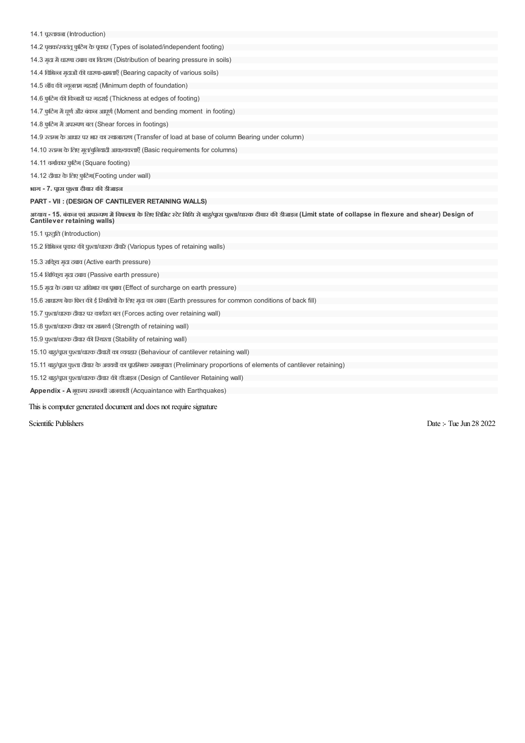14.1 प्रस्तावना (Introduction)

14.2 पृथक/स्वतंत्र फुटिंग के प्रकार (Types of isolated/independent footing)

14.3 मृदा में धारणा दबाव का वितरण (Distribution of bearing pressure in soils)

14.4 विभिन्न मृदाओं की धारणा-क्षमताएँ (Bearing capacity of various soils)

14.5 नींव की न्यूनतम गहराई (Minimum depth of foundation)

14.6 फुटिंग की किनारों पर गहराई (Thickness at edges of footing)

14.7 फुटिंग में घूर्ण और बंकन आघूर्ण (Moment and bending moment in footing)

14.8 फुटिंग में अपरूपण बल (Shear forces in footings)

14.9 स्तम्भ के आधार पर भार का स्थानांतरण (Transfer of load at base of column Bearing under column)

14.10 स्तम्भ के लिए मूल/बुनियादी आवश्यकताएँ (Basic requirements for columns)

14.11 वर्गाकार फुटिंग (Square footing)

14.12 दीवार के लिए फुटिंग(Footing under wall)

**भाग - 7. प्रास पुश्ता दीवार की डीजाइन**

**PART - VII : (DESIGN OF CANTILEVER RETAINING WALLS)**

**अध्याय - 15. बंकन एवं अपरूपण में विफलता के लिए लिमिट स्टेट विधि से बाहु/प्रास पुश्ता/धारक दीवार की डीजाइन (Limit state of collapse in flexure and shear) Design of Cantilever retaining walls)**

15.1 प्रस्तुति (Introduction)

15.2 विभिन्न प्रकार की पुश्ता/धारक दीवारें (Variopus types of retaining walls)

15.3 सक्रिय मृदा दबाव (Active earth pressure)

15.4 निष्क्रिय मृदा दबाव (Passive earth pressure)

15.5 मृदा के दबाव पर अधिभार का प्रभाव (Effect of surcharge on earth pressure)

15.6 साधारण बेक फिल की ई स्थितियों के लिए मृदा का दबाव (Earth pressures for common conditions of back fill)

15.7 पुश्ता/धारक दीवार पर कार्यरत बल (Forces acting over retaining wall)

15.8 पुश्ता/धारक दीवार का सामर्थ्य (Strength of retaining wall)

15.9 पुश्ता/धारक दीवार की स्थिरता (Stability of retaining wall)

15.10 बाहु/प्रास पुश्ता/धारक दीवारों का व्यवहार (Behaviour of cantilever retaining wall)

15.11 बाहु/प्रास पुश्ता दीवार के अवयवों का प्रारम्भिक समानुपात (Preliminary proportions of elements of cantilever retaining)

15.12 बाहु/प्रास पुश्ता/धारक दीवार की डीजाइन (Design of Cantilever Retaining wall)

**Appendix - A** भूकम्प सम्बन्धी जानकारी (Acquaintance with Earthquakes)

This is computer generated document and does not require signature

Scientific Publishers

Date :- Tue Jun 28 2022